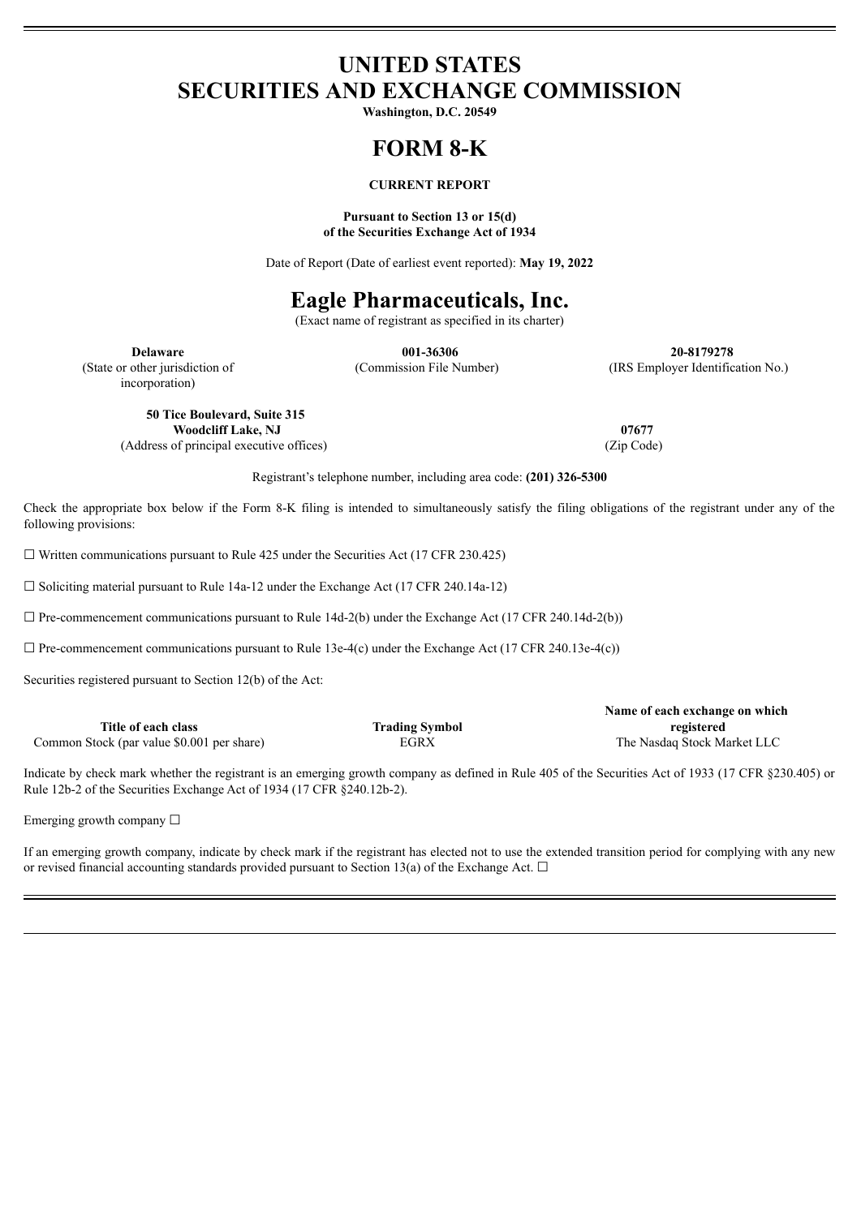# UNITED STATES
# SECURITIES AND EXCHANGE COMMISSION

**Washington, D.C. 20549**

# FORM 8-K

**CURRENT REPORT**

**Pursuant to Section 13 or 15(d)**
**of the Securities Exchange Act of 1934**

Date of Report (Date of earliest event reported): **May 19, 2022**

# Eagle Pharmaceuticals, Inc.

(Exact name of registrant as specified in its charter)

| **Delaware** | **001-36306** | **20-8179278** |
|---|---|---|
| (State or other jurisdiction of incorporation) | (Commission File Number) | (IRS Employer Identification No.) |

| **50 Tice Boulevard, Suite 315 Woodcliff Lake, NJ** | **07677** |
|---|---|
| (Address of principal executive offices) | (Zip Code) |

Registrant's telephone number, including area code: **(201) 326-5300**

Check the appropriate box below if the Form 8-K filing is intended to simultaneously satisfy the filing obligations of the registrant under any of the following provisions:

☐ Written communications pursuant to Rule 425 under the Securities Act (17 CFR 230.425)

☐ Soliciting material pursuant to Rule 14a-12 under the Exchange Act (17 CFR 240.14a-12)

☐ Pre-commencement communications pursuant to Rule 14d-2(b) under the Exchange Act (17 CFR 240.14d-2(b))

☐ Pre-commencement communications pursuant to Rule 13e-4(c) under the Exchange Act (17 CFR 240.13e-4(c))

Securities registered pursuant to Section 12(b) of the Act:

| Title of each class | Trading Symbol | Name of each exchange on which registered |
|---|---|---|
| Common Stock (par value $0.001 per share) | EGRX | The Nasdaq Stock Market LLC |

Indicate by check mark whether the registrant is an emerging growth company as defined in Rule 405 of the Securities Act of 1933 (17 CFR §230.405) or Rule 12b-2 of the Securities Exchange Act of 1934 (17 CFR §240.12b-2).

Emerging growth company ☐

If an emerging growth company, indicate by check mark if the registrant has elected not to use the extended transition period for complying with any new or revised financial accounting standards provided pursuant to Section 13(a) of the Exchange Act. ☐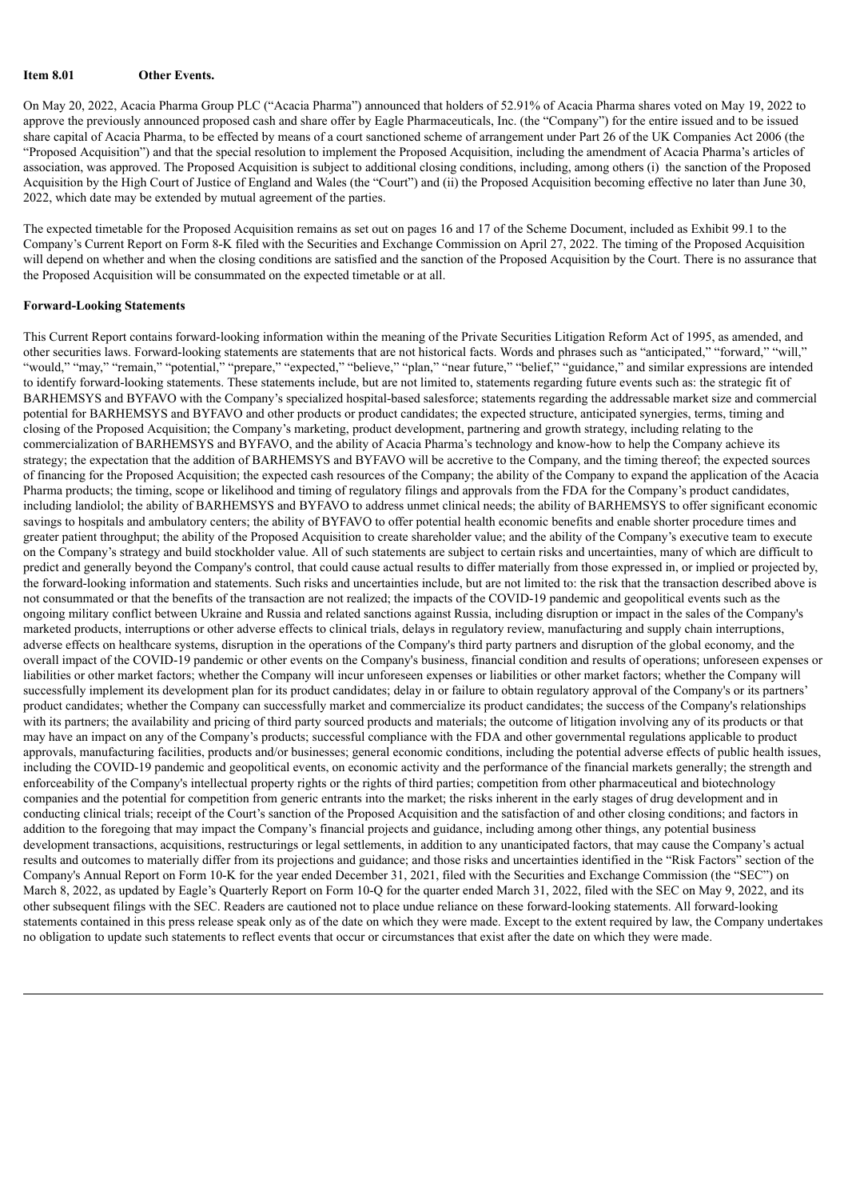**Item 8.01 Other Events.**

On May 20, 2022, Acacia Pharma Group PLC ("Acacia Pharma") announced that holders of 52.91% of Acacia Pharma shares voted on May 19, 2022 to approve the previously announced proposed cash and share offer by Eagle Pharmaceuticals, Inc. (the "Company") for the entire issued and to be issued share capital of Acacia Pharma, to be effected by means of a court sanctioned scheme of arrangement under Part 26 of the UK Companies Act 2006 (the "Proposed Acquisition") and that the special resolution to implement the Proposed Acquisition, including the amendment of Acacia Pharma's articles of association, was approved. The Proposed Acquisition is subject to additional closing conditions, including, among others (i) the sanction of the Proposed Acquisition by the High Court of Justice of England and Wales (the "Court") and (ii) the Proposed Acquisition becoming effective no later than June 30, 2022, which date may be extended by mutual agreement of the parties.

The expected timetable for the Proposed Acquisition remains as set out on pages 16 and 17 of the Scheme Document, included as Exhibit 99.1 to the Company's Current Report on Form 8-K filed with the Securities and Exchange Commission on April 27, 2022. The timing of the Proposed Acquisition will depend on whether and when the closing conditions are satisfied and the sanction of the Proposed Acquisition by the Court. There is no assurance that the Proposed Acquisition will be consummated on the expected timetable or at all.

**Forward-Looking Statements**

This Current Report contains forward-looking information within the meaning of the Private Securities Litigation Reform Act of 1995, as amended, and other securities laws. Forward-looking statements are statements that are not historical facts. Words and phrases such as "anticipated," "forward," "will," "would," "may," "remain," "potential," "prepare," "expected," "believe," "plan," "near future," "belief," "guidance," and similar expressions are intended to identify forward-looking statements. These statements include, but are not limited to, statements regarding future events such as: the strategic fit of BARHEMSYS and BYFAVO with the Company's specialized hospital-based salesforce; statements regarding the addressable market size and commercial potential for BARHEMSYS and BYFAVO and other products or product candidates; the expected structure, anticipated synergies, terms, timing and closing of the Proposed Acquisition; the Company's marketing, product development, partnering and growth strategy, including relating to the commercialization of BARHEMSYS and BYFAVO, and the ability of Acacia Pharma's technology and know-how to help the Company achieve its strategy; the expectation that the addition of BARHEMSYS and BYFAVO will be accretive to the Company, and the timing thereof; the expected sources of financing for the Proposed Acquisition; the expected cash resources of the Company; the ability of the Company to expand the application of the Acacia Pharma products; the timing, scope or likelihood and timing of regulatory filings and approvals from the FDA for the Company's product candidates, including landiolol; the ability of BARHEMSYS and BYFAVO to address unmet clinical needs; the ability of BARHEMSYS to offer significant economic savings to hospitals and ambulatory centers; the ability of BYFAVO to offer potential health economic benefits and enable shorter procedure times and greater patient throughput; the ability of the Proposed Acquisition to create shareholder value; and the ability of the Company's executive team to execute on the Company's strategy and build stockholder value. All of such statements are subject to certain risks and uncertainties, many of which are difficult to predict and generally beyond the Company's control, that could cause actual results to differ materially from those expressed in, or implied or projected by, the forward-looking information and statements. Such risks and uncertainties include, but are not limited to: the risk that the transaction described above is not consummated or that the benefits of the transaction are not realized; the impacts of the COVID-19 pandemic and geopolitical events such as the ongoing military conflict between Ukraine and Russia and related sanctions against Russia, including disruption or impact in the sales of the Company's marketed products, interruptions or other adverse effects to clinical trials, delays in regulatory review, manufacturing and supply chain interruptions, adverse effects on healthcare systems, disruption in the operations of the Company's third party partners and disruption of the global economy, and the overall impact of the COVID-19 pandemic or other events on the Company's business, financial condition and results of operations; unforeseen expenses or liabilities or other market factors; whether the Company will incur unforeseen expenses or liabilities or other market factors; whether the Company will successfully implement its development plan for its product candidates; delay in or failure to obtain regulatory approval of the Company's or its partners' product candidates; whether the Company can successfully market and commercialize its product candidates; the success of the Company's relationships with its partners; the availability and pricing of third party sourced products and materials; the outcome of litigation involving any of its products or that may have an impact on any of the Company's products; successful compliance with the FDA and other governmental regulations applicable to product approvals, manufacturing facilities, products and/or businesses; general economic conditions, including the potential adverse effects of public health issues, including the COVID-19 pandemic and geopolitical events, on economic activity and the performance of the financial markets generally; the strength and enforceability of the Company's intellectual property rights or the rights of third parties; competition from other pharmaceutical and biotechnology companies and the potential for competition from generic entrants into the market; the risks inherent in the early stages of drug development and in conducting clinical trials; receipt of the Court's sanction of the Proposed Acquisition and the satisfaction of and other closing conditions; and factors in addition to the foregoing that may impact the Company's financial projects and guidance, including among other things, any potential business development transactions, acquisitions, restructurings or legal settlements, in addition to any unanticipated factors, that may cause the Company's actual results and outcomes to materially differ from its projections and guidance; and those risks and uncertainties identified in the "Risk Factors" section of the Company's Annual Report on Form 10-K for the year ended December 31, 2021, filed with the Securities and Exchange Commission (the "SEC") on March 8, 2022, as updated by Eagle's Quarterly Report on Form 10-Q for the quarter ended March 31, 2022, filed with the SEC on May 9, 2022, and its other subsequent filings with the SEC. Readers are cautioned not to place undue reliance on these forward-looking statements. All forward-looking statements contained in this press release speak only as of the date on which they were made. Except to the extent required by law, the Company undertakes no obligation to update such statements to reflect events that occur or circumstances that exist after the date on which they were made.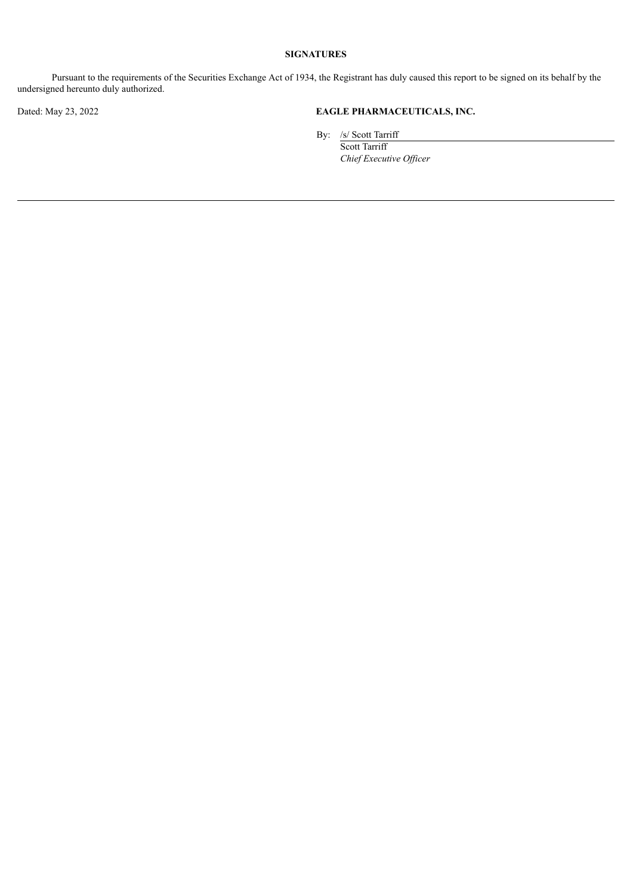**SIGNATURES**

Pursuant to the requirements of the Securities Exchange Act of 1934, the Registrant has duly caused this report to be signed on its behalf by the undersigned hereunto duly authorized.

Dated: May 23, 2022

**EAGLE PHARMACEUTICALS, INC.**

By: /s/ Scott Tarriff

Scott Tarriff

*Chief Executive Officer*